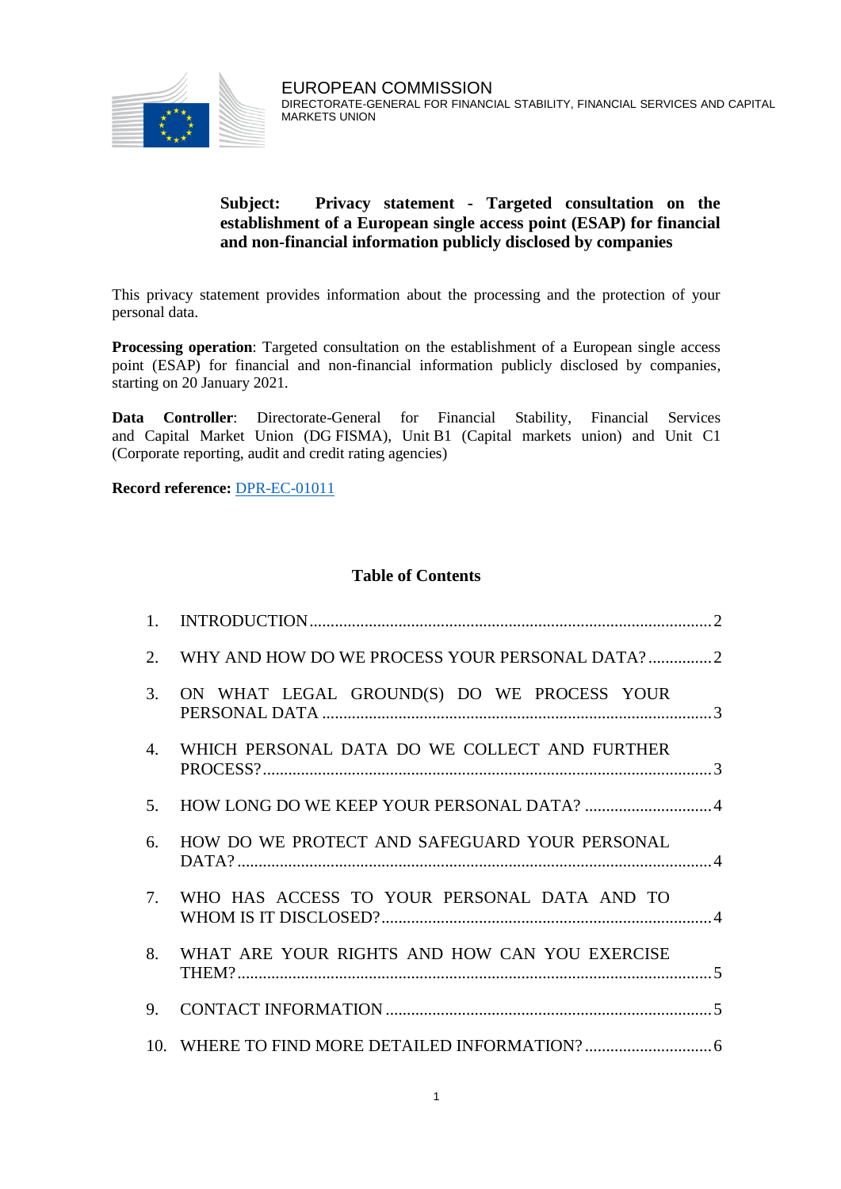EUROPEAN COMMISSION
DIRECTORATE-GENERAL FOR FINANCIAL STABILITY, FINANCIAL SERVICES AND CAPITAL MARKETS UNION

**Subject: Privacy statement - Targeted consultation on the establishment of a European single access point (ESAP) for financial and non-financial information publicly disclosed by companies**

This privacy statement provides information about the processing and the protection of your personal data.

**Processing operation**: Targeted consultation on the establishment of a European single access point (ESAP) for financial and non-financial information publicly disclosed by companies, starting on 20 January 2021.

**Data Controller**: Directorate-General for Financial Stability, Financial Services and Capital Market Union (DG FISMA), Unit B1 (Capital markets union) and Unit C1 (Corporate reporting, audit and credit rating agencies)

**Record reference:** DPR-EC-01011

## Table of Contents

1. INTRODUCTION ........ 2
2. WHY AND HOW DO WE PROCESS YOUR PERSONAL DATA? ........ 2
3. ON WHAT LEGAL GROUND(S) DO WE PROCESS YOUR PERSONAL DATA ........ 3
4. WHICH PERSONAL DATA DO WE COLLECT AND FURTHER PROCESS? ........ 3
5. HOW LONG DO WE KEEP YOUR PERSONAL DATA? ........ 4
6. HOW DO WE PROTECT AND SAFEGUARD YOUR PERSONAL DATA? ........ 4
7. WHO HAS ACCESS TO YOUR PERSONAL DATA AND TO WHOM IS IT DISCLOSED? ........ 4
8. WHAT ARE YOUR RIGHTS AND HOW CAN YOU EXERCISE THEM? ........ 5
9. CONTACT INFORMATION ........ 5
10. WHERE TO FIND MORE DETAILED INFORMATION? ........ 6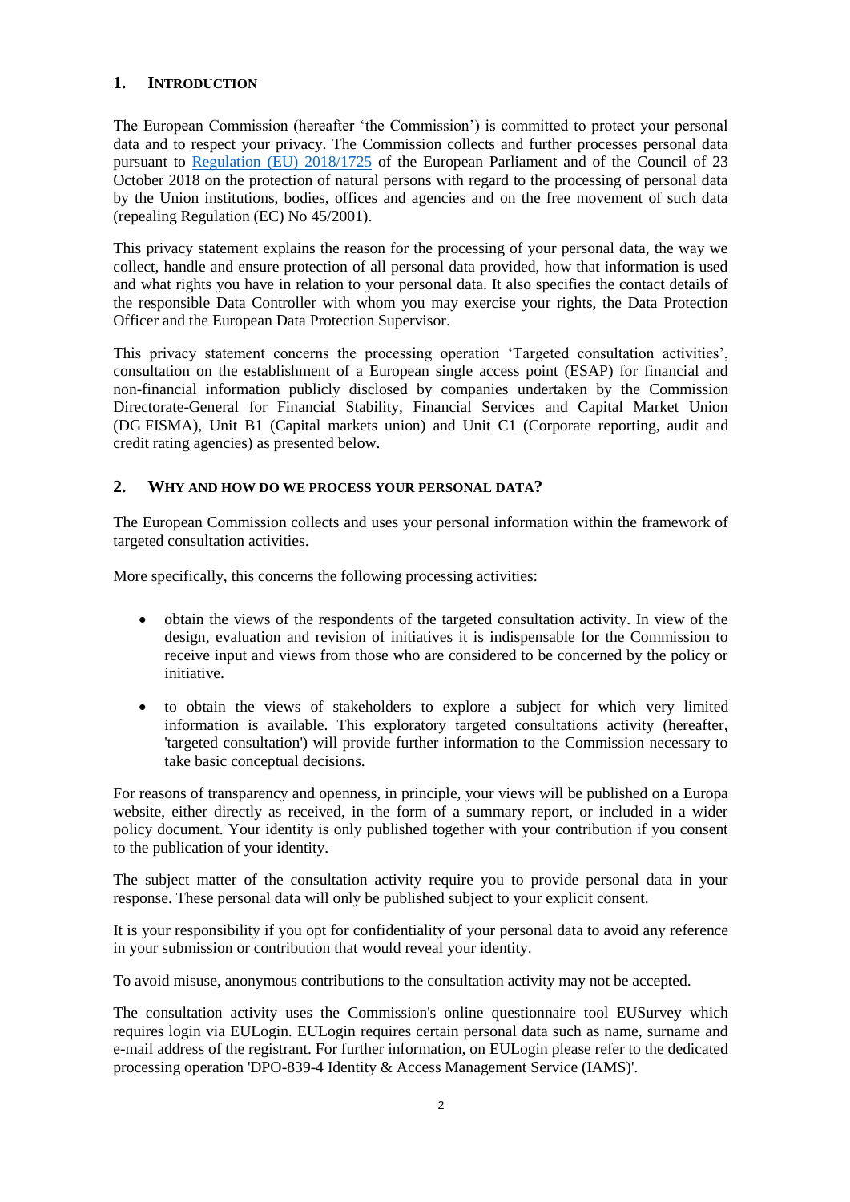## 1. INTRODUCTION

The European Commission (hereafter 'the Commission') is committed to protect your personal data and to respect your privacy. The Commission collects and further processes personal data pursuant to [Regulation (EU) 2018/1725](https://eur-lex.europa.eu/legal-content/EN/TXT/?uri=uriserv:OJ.L_.2018.295.01.0039.01.ENG&toc=OJ:L:2018:295:TOC) of the European Parliament and of the Council of 23 October 2018 on the protection of natural persons with regard to the processing of personal data by the Union institutions, bodies, offices and agencies and on the free movement of such data (repealing Regulation (EC) No 45/2001).

This privacy statement explains the reason for the processing of your personal data, the way we collect, handle and ensure protection of all personal data provided, how that information is used and what rights you have in relation to your personal data. It also specifies the contact details of the responsible Data Controller with whom you may exercise your rights, the Data Protection Officer and the European Data Protection Supervisor.

This privacy statement concerns the processing operation 'Targeted consultation activities', consultation on the establishment of a European single access point (ESAP) for financial and non-financial information publicly disclosed by companies undertaken by the Commission Directorate-General for Financial Stability, Financial Services and Capital Market Union (DG FISMA), Unit B1 (Capital markets union) and Unit C1 (Corporate reporting, audit and credit rating agencies) as presented below.

## 2. WHY AND HOW DO WE PROCESS YOUR PERSONAL DATA?

The European Commission collects and uses your personal information within the framework of targeted consultation activities.

More specifically, this concerns the following processing activities:

- obtain the views of the respondents of the targeted consultation activity. In view of the design, evaluation and revision of initiatives it is indispensable for the Commission to receive input and views from those who are considered to be concerned by the policy or initiative.
- to obtain the views of stakeholders to explore a subject for which very limited information is available. This exploratory targeted consultations activity (hereafter, 'targeted consultation') will provide further information to the Commission necessary to take basic conceptual decisions.

For reasons of transparency and openness, in principle, your views will be published on a Europa website, either directly as received, in the form of a summary report, or included in a wider policy document. Your identity is only published together with your contribution if you consent to the publication of your identity.

The subject matter of the consultation activity require you to provide personal data in your response. These personal data will only be published subject to your explicit consent.

It is your responsibility if you opt for confidentiality of your personal data to avoid any reference in your submission or contribution that would reveal your identity.

To avoid misuse, anonymous contributions to the consultation activity may not be accepted.

The consultation activity uses the Commission's online questionnaire tool EUSurvey which requires login via EULogin. EULogin requires certain personal data such as name, surname and e-mail address of the registrant. For further information, on EULogin please refer to the dedicated processing operation 'DPO-839-4 Identity & Access Management Service (IAMS)'.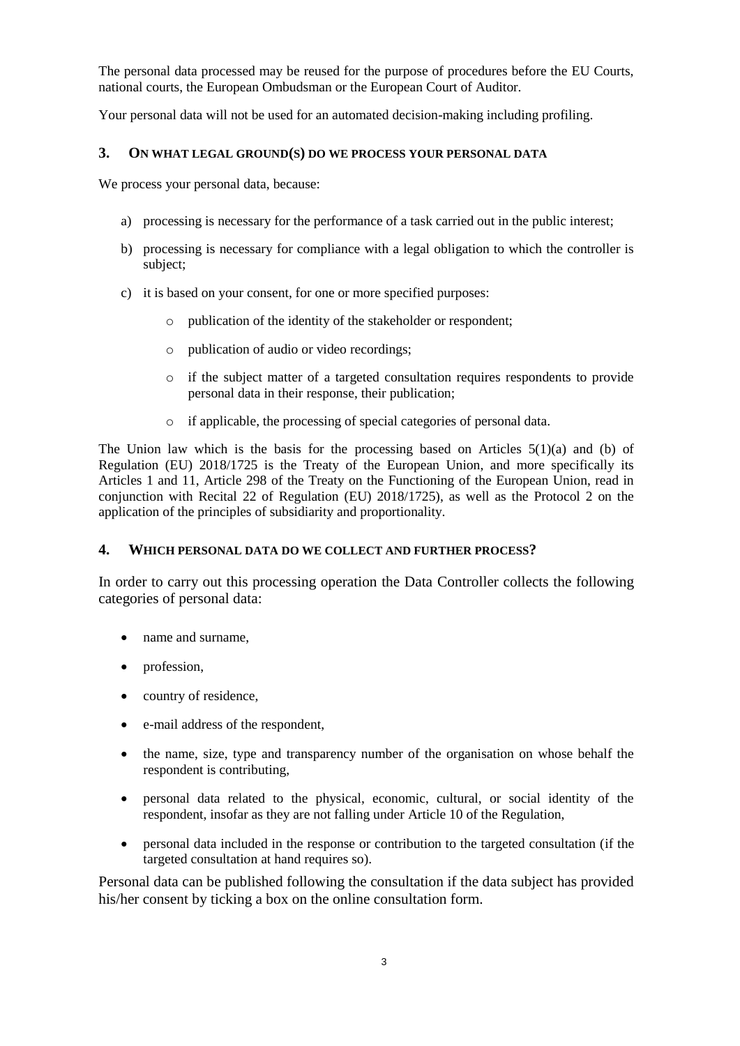The personal data processed may be reused for the purpose of procedures before the EU Courts, national courts, the European Ombudsman or the European Court of Auditor.

Your personal data will not be used for an automated decision-making including profiling.

## 3. ON WHAT LEGAL GROUND(S) DO WE PROCESS YOUR PERSONAL DATA

We process your personal data, because:

a) processing is necessary for the performance of a task carried out in the public interest;

b) processing is necessary for compliance with a legal obligation to which the controller is subject;

c) it is based on your consent, for one or more specified purposes:

   - publication of the identity of the stakeholder or respondent;
   - publication of audio or video recordings;
   - if the subject matter of a targeted consultation requires respondents to provide personal data in their response, their publication;
   - if applicable, the processing of special categories of personal data.

The Union law which is the basis for the processing based on Articles 5(1)(a) and (b) of Regulation (EU) 2018/1725 is the Treaty of the European Union, and more specifically its Articles 1 and 11, Article 298 of the Treaty on the Functioning of the European Union, read in conjunction with Recital 22 of Regulation (EU) 2018/1725), as well as the Protocol 2 on the application of the principles of subsidiarity and proportionality.

## 4. WHICH PERSONAL DATA DO WE COLLECT AND FURTHER PROCESS?

In order to carry out this processing operation the Data Controller collects the following categories of personal data:

- name and surname,
- profession,
- country of residence,
- e-mail address of the respondent,
- the name, size, type and transparency number of the organisation on whose behalf the respondent is contributing,
- personal data related to the physical, economic, cultural, or social identity of the respondent, insofar as they are not falling under Article 10 of the Regulation,
- personal data included in the response or contribution to the targeted consultation (if the targeted consultation at hand requires so).

Personal data can be published following the consultation if the data subject has provided his/her consent by ticking a box on the online consultation form.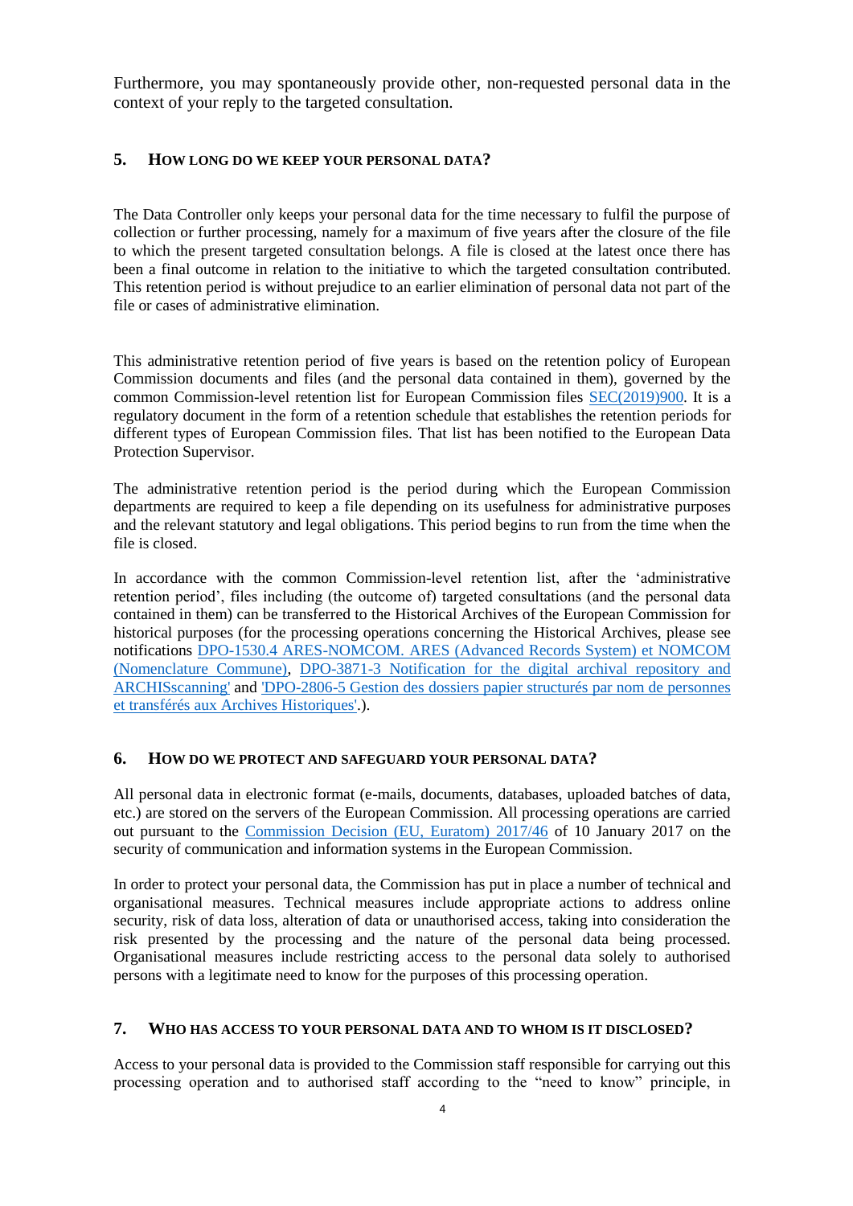Furthermore, you may spontaneously provide other, non-requested personal data in the context of your reply to the targeted consultation.

## 5. How long do we keep your personal data?

The Data Controller only keeps your personal data for the time necessary to fulfil the purpose of collection or further processing, namely for a maximum of five years after the closure of the file to which the present targeted consultation belongs. A file is closed at the latest once there has been a final outcome in relation to the initiative to which the targeted consultation contributed. This retention period is without prejudice to an earlier elimination of personal data not part of the file or cases of administrative elimination.

This administrative retention period of five years is based on the retention policy of European Commission documents and files (and the personal data contained in them), governed by the common Commission-level retention list for European Commission files SEC(2019)900. It is a regulatory document in the form of a retention schedule that establishes the retention periods for different types of European Commission files. That list has been notified to the European Data Protection Supervisor.

The administrative retention period is the period during which the European Commission departments are required to keep a file depending on its usefulness for administrative purposes and the relevant statutory and legal obligations. This period begins to run from the time when the file is closed.

In accordance with the common Commission-level retention list, after the 'administrative retention period', files including (the outcome of) targeted consultations (and the personal data contained in them) can be transferred to the Historical Archives of the European Commission for historical purposes (for the processing operations concerning the Historical Archives, please see notifications DPO-1530.4 ARES-NOMCOM. ARES (Advanced Records System) et NOMCOM (Nomenclature Commune), DPO-3871-3 Notification for the digital archival repository and ARCHISscanning' and 'DPO-2806-5 Gestion des dossiers papier structurés par nom de personnes et transférés aux Archives Historiques'.).

## 6. How do we protect and safeguard your personal data?

All personal data in electronic format (e-mails, documents, databases, uploaded batches of data, etc.) are stored on the servers of the European Commission. All processing operations are carried out pursuant to the Commission Decision (EU, Euratom) 2017/46 of 10 January 2017 on the security of communication and information systems in the European Commission.

In order to protect your personal data, the Commission has put in place a number of technical and organisational measures. Technical measures include appropriate actions to address online security, risk of data loss, alteration of data or unauthorised access, taking into consideration the risk presented by the processing and the nature of the personal data being processed. Organisational measures include restricting access to the personal data solely to authorised persons with a legitimate need to know for the purposes of this processing operation.

## 7. Who has access to your personal data and to whom is it disclosed?

Access to your personal data is provided to the Commission staff responsible for carrying out this processing operation and to authorised staff according to the "need to know" principle, in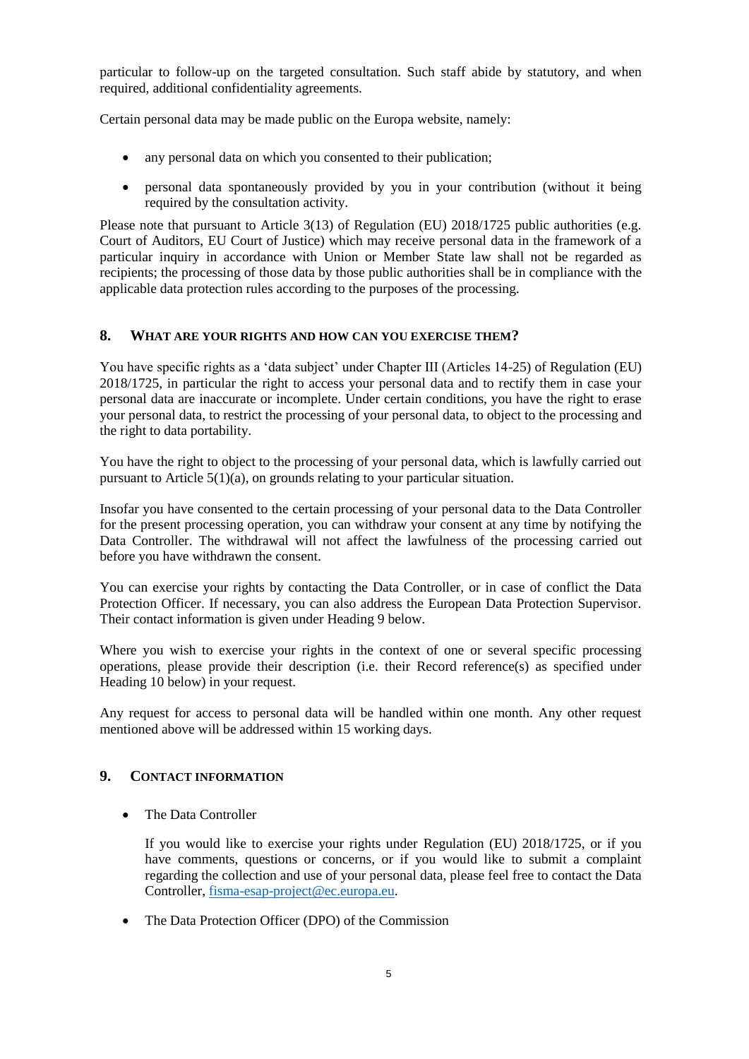particular to follow-up on the targeted consultation. Such staff abide by statutory, and when required, additional confidentiality agreements.

Certain personal data may be made public on the Europa website, namely:

- any personal data on which you consented to their publication;
- personal data spontaneously provided by you in your contribution (without it being required by the consultation activity.

Please note that pursuant to Article 3(13) of Regulation (EU) 2018/1725 public authorities (e.g. Court of Auditors, EU Court of Justice) which may receive personal data in the framework of a particular inquiry in accordance with Union or Member State law shall not be regarded as recipients; the processing of those data by those public authorities shall be in compliance with the applicable data protection rules according to the purposes of the processing.

## 8. What are your rights and how can you exercise them?

You have specific rights as a 'data subject' under Chapter III (Articles 14-25) of Regulation (EU) 2018/1725, in particular the right to access your personal data and to rectify them in case your personal data are inaccurate or incomplete. Under certain conditions, you have the right to erase your personal data, to restrict the processing of your personal data, to object to the processing and the right to data portability.

You have the right to object to the processing of your personal data, which is lawfully carried out pursuant to Article 5(1)(a), on grounds relating to your particular situation.

Insofar you have consented to the certain processing of your personal data to the Data Controller for the present processing operation, you can withdraw your consent at any time by notifying the Data Controller. The withdrawal will not affect the lawfulness of the processing carried out before you have withdrawn the consent.

You can exercise your rights by contacting the Data Controller, or in case of conflict the Data Protection Officer. If necessary, you can also address the European Data Protection Supervisor. Their contact information is given under Heading 9 below.

Where you wish to exercise your rights in the context of one or several specific processing operations, please provide their description (i.e. their Record reference(s) as specified under Heading 10 below) in your request.

Any request for access to personal data will be handled within one month. Any other request mentioned above will be addressed within 15 working days.

## 9. Contact information

- The Data Controller

  If you would like to exercise your rights under Regulation (EU) 2018/1725, or if you have comments, questions or concerns, or if you would like to submit a complaint regarding the collection and use of your personal data, please feel free to contact the Data Controller, fisma-esap-project@ec.europa.eu.

- The Data Protection Officer (DPO) of the Commission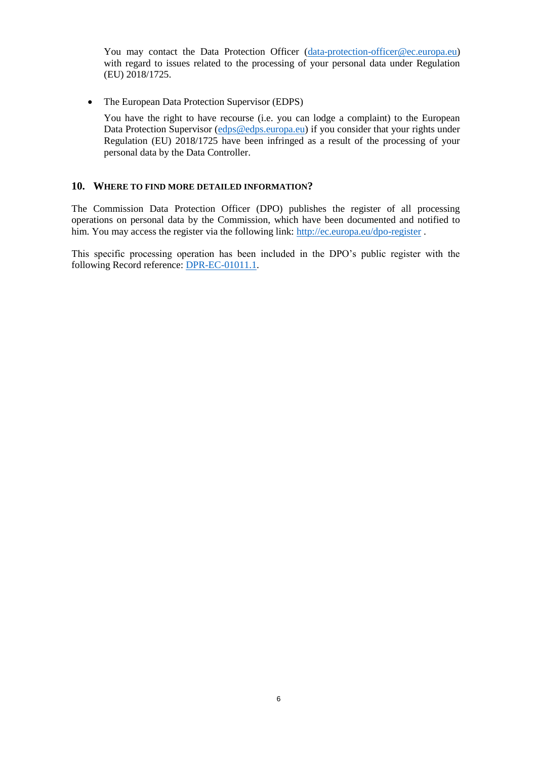You may contact the Data Protection Officer (data-protection-officer@ec.europa.eu) with regard to issues related to the processing of your personal data under Regulation (EU) 2018/1725.

- The European Data Protection Supervisor (EDPS)

  You have the right to have recourse (i.e. you can lodge a complaint) to the European Data Protection Supervisor (edps@edps.europa.eu) if you consider that your rights under Regulation (EU) 2018/1725 have been infringed as a result of the processing of your personal data by the Data Controller.

## 10. WHERE TO FIND MORE DETAILED INFORMATION?

The Commission Data Protection Officer (DPO) publishes the register of all processing operations on personal data by the Commission, which have been documented and notified to him. You may access the register via the following link: http://ec.europa.eu/dpo-register .

This specific processing operation has been included in the DPO's public register with the following Record reference: DPR-EC-01011.1.